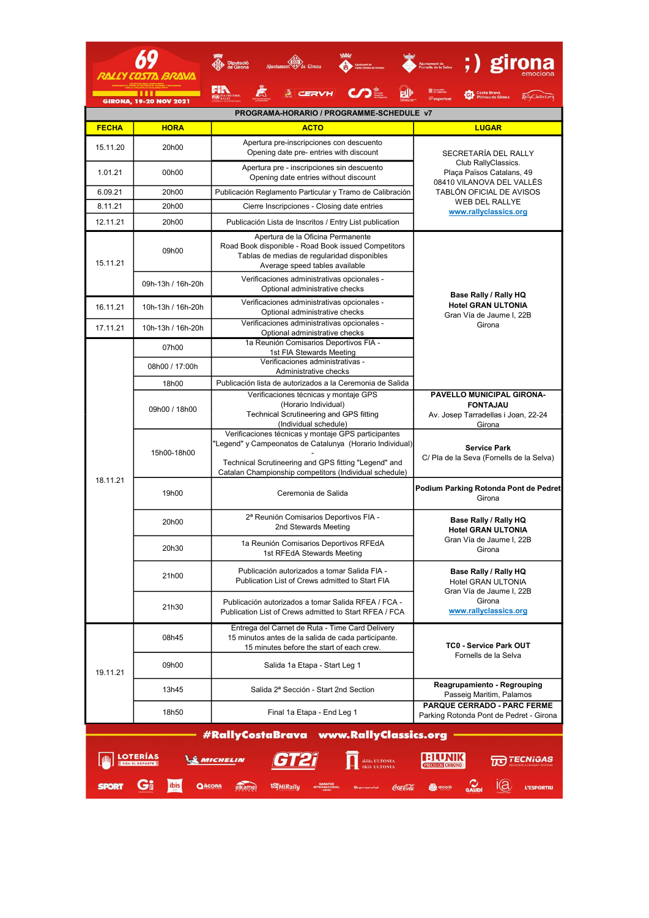# 69 RALLY COSTA BRAVA

GIRONA, 19-20 NOV 2021

## PROGRAMA-HORARIO / PROGRAMME-SCHEDULE v7

| FECHA | HORA | ACTO | LUGAR |
|---|---|---|---|
| 15.11.20 | 20h00 | Apertura pre-inscripciones con descuento<br>Opening date pre- entries with discount | SECRETARÍA DEL RALLY<br>Club RallyClassics.<br>Plaça Països Catalans, 49<br>08410 VILANOVA DEL VALLÉS<br>TABLÓN OFICIAL DE AVISOS<br>WEB DEL RALLYE<br>www.rallyclassics.org |
| 1.01.21 | 00h00 | Apertura pre - inscripciones sin descuento<br>Opening date entries without discount | |
| 6.09.21 | 20h00 | Publicación Reglamento Particular y Tramo de Calibración | |
| 8.11.21 | 20h00 | Cierre Inscripciones - Closing date entries | |
| 12.11.21 | 20h00 | Publicación Lista de Inscritos / Entry List publication | |
| 15.11.21 | 09h00 | Apertura de la Oficina Permanente<br>Road Book disponible - Road Book issued Competitors<br>Tablas de medias de regularidad disponibles<br>Average speed tables available | **Base Rally / Rally HQ**<br>**Hotel GRAN ULTONIA**<br>Gran Vía de Jaume I, 22B<br>Girona |
| | 09h-13h / 16h-20h | Verificaciones administrativas opcionales -<br>Optional administrative checks | |
| 16.11.21 | 10h-13h / 16h-20h | Verificaciones administrativas opcionales -<br>Optional administrative checks | |
| 17.11.21 | 10h-13h / 16h-20h | Verificaciones administrativas opcionales -<br>Optional administrative checks | |
| 18.11.21 | 07h00 | 1a Reunión Comisarios Deportivos FIA -<br>1st FIA Stewards Meeting | |
| | 08h00 / 17:00h | Verificaciones administrativas -<br>Administrative checks | |
| | 18h00 | Publicación lista de autorizados a la Ceremonia de Salida | |
| | 09h00 / 18h00 | Verificaciones técnicas y montaje GPS<br>(Horario Individual)<br>Technical Scrutineering and GPS fitting<br>(Individual schedule) | **PAVELLO MUNICIPAL GIRONA-FONTAJAU**<br>Av. Josep Tarradellas i Joan, 22-24<br>Girona |
| | 15h00-18h00 | Verificaciones técnicas y montaje GPS participantes "Legend" y Campeonatos de Catalunya (Horario Individual)<br>-<br>Technical Scrutineering and GPS fitting "Legend" and Catalan Championship competitors (Individual schedule) | **Service Park**<br>C/ Pla de la Seva (Fornells de la Selva) |
| | 19h00 | Ceremonia de Salida | **Podium Parking Rotonda Pont de Pedret**<br>Girona |
| | 20h00 | 2ª Reunión Comisarios Deportivos FIA -<br>2nd Stewards Meeting | **Base Rally / Rally HQ**<br>**Hotel GRAN ULTONIA**<br>Gran Vía de Jaume I, 22B<br>Girona |
| | 20h30 | 1a Reunión Comisarios Deportivos RFEdA<br>1st RFEdA Stewards Meeting | |
| | 21h00 | Publicación autorizados a tomar Salida FIA -<br>Publication List of Crews admitted to Start FIA | **Base Rally / Rally HQ**<br>Hotel GRAN ULTONIA<br>Gran Vía de Jaume I, 22B<br>Girona<br>www.rallyclassics.org |
| | 21h30 | Publicación autorizados a tomar Salida RFEA / FCA -<br>Publication List of Crews admitted to Start RFEA / FCA | |
| 19.11.21 | 08h45 | Entrega del Carnet de Ruta - Time Card Delivery<br>15 minutos antes de la salida de cada participante.<br>15 minutes before the start of each crew. | **TC0 - Service Park OUT**<br>Fornells de la Selva |
| | 09h00 | Salida 1a Etapa - Start Leg 1 | |
| | 13h45 | Salida 2ª Sección - Start 2nd Section | **Reagrupamiento - Regrouping**<br>Passeig Marìtim, Palamos |
| | 18h50 | Final 1a Etapa - End Leg 1 | **PARQUE CERRADO - PARC FERME**<br>Parking Rotonda Pont de Pedret - Girona |

#RallyCostaBrava www.RallyClassics.org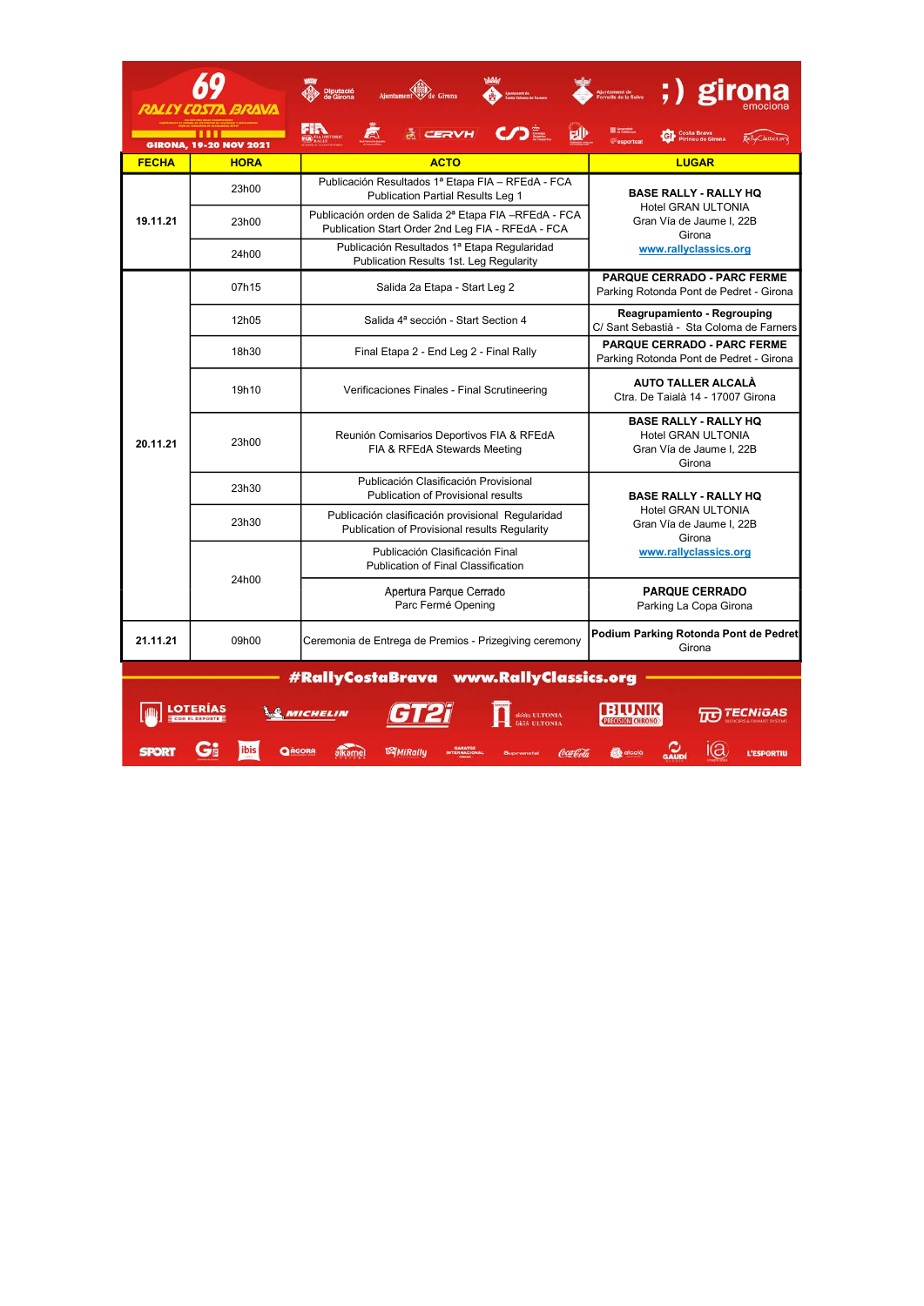69 RALLY COSTA BRAVA

GIRONA, 19-20 NOV 2021

| FECHA | HORA | ACTO | LUGAR |
|---|---|---|---|
| 19.11.21 | 23h00 | Publicación Resultados 1ª Etapa FIA – RFEdA - FCA<br>Publication Partial Results Leg 1 | **BASE RALLY - RALLY HQ**<br>Hotel GRAN ULTONIA<br>Gran Vía de Jaume I, 22B<br>Girona<br>www.rallyclassics.org |
| | 23h00 | Publicación orden de Salida 2ª Etapa FIA –RFEdA - FCA<br>Publication Start Order 2nd Leg FIA - RFEdA - FCA | |
| | 24h00 | Publicación Resultados 1ª Etapa Regularidad<br>Publication Results 1st. Leg Regularity | |
| 20.11.21 | 07h15 | Salida 2a Etapa - Start Leg 2 | **PARQUE CERRADO - PARC FERME**<br>Parking Rotonda Pont de Pedret - Girona |
| | 12h05 | Salida 4ª sección - Start Section 4 | **Reagrupamiento - Regrouping**<br>C/ Sant Sebastià - Sta Coloma de Farners |
| | 18h30 | Final Etapa 2 - End Leg 2 - Final Rally | **PARQUE CERRADO - PARC FERME**<br>Parking Rotonda Pont de Pedret - Girona |
| | 19h10 | Verificaciones Finales - Final Scrutineering | **AUTO TALLER ALCALÀ**<br>Ctra. De Taialà 14 - 17007 Girona |
| | 23h00 | Reunión Comisarios Deportivos FIA & RFEdA<br>FIA & RFEdA Stewards Meeting | **BASE RALLY - RALLY HQ**<br>Hotel GRAN ULTONIA<br>Gran Vía de Jaume I, 22B<br>Girona |
| | 23h30 | Publicación Clasificación Provisional<br>Publication of Provisional results | **BASE RALLY - RALLY HQ**<br>Hotel GRAN ULTONIA<br>Gran Vía de Jaume I, 22B<br>Girona<br>www.rallyclassics.org |
| | 23h30 | Publicación clasificación provisional Regularidad<br>Publication of Provisional results Regularity | |
| | 24h00 | Publicación Clasificación Final<br>Publication of Final Classification | |
| | | Apertura Parque Cerrado<br>Parc Fermé Opening | **PARQUE CERRADO**<br>Parking La Copa Girona |
| 21.11.21 | 09h00 | Ceremonia de Entrega de Premios - Prizegiving ceremony | **Podium Parking Rotonda Pont de Pedret**<br>Girona |

#RallyCostaBrava www.RallyClassics.org